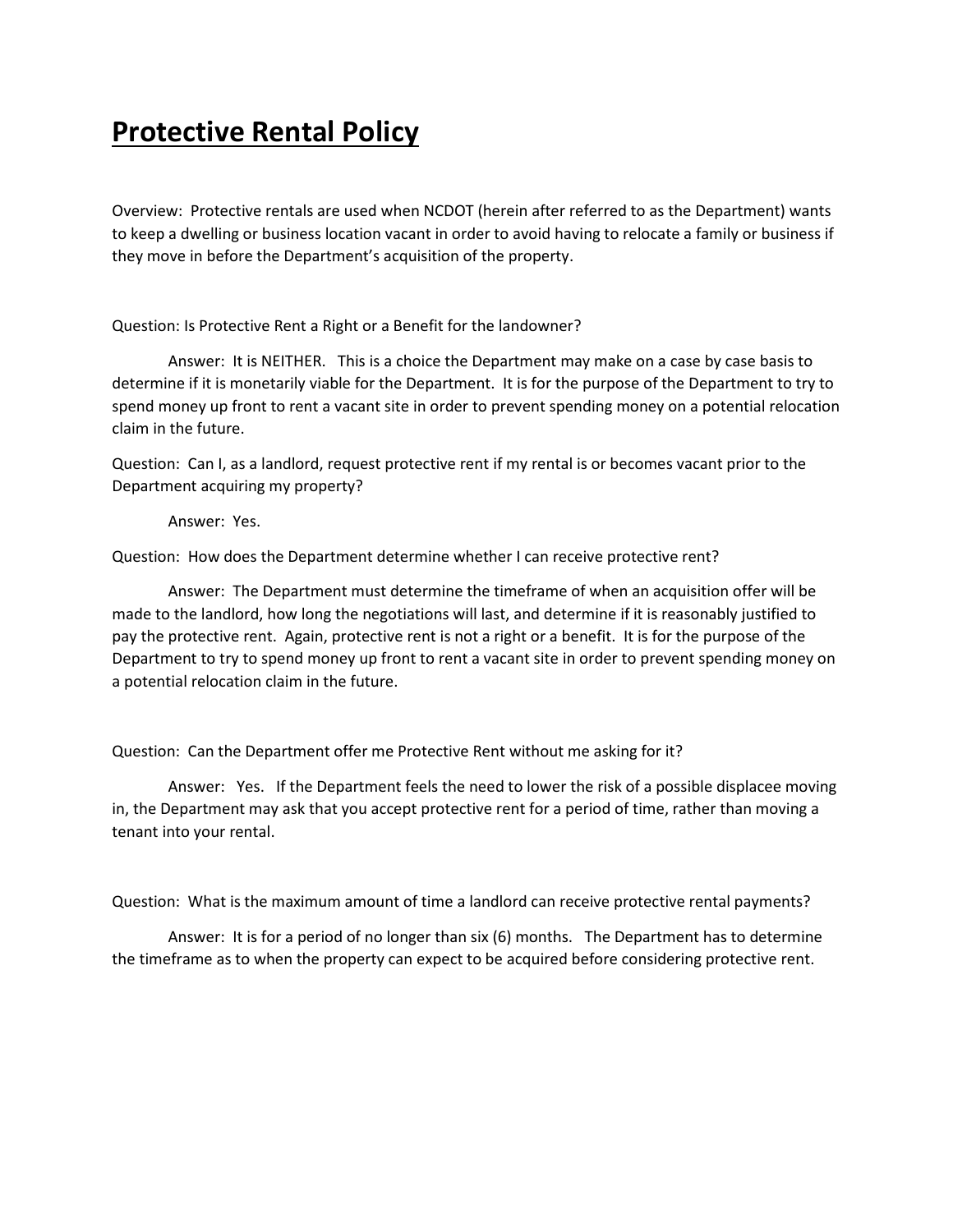# Protective Rental Policy

Overview: Protective rentals are used when NCDOT (herein after referred to as the Department) wants to keep a dwelling or business location vacant in order to avoid having to relocate a family or business if they move in before the Department's acquisition of the property.

Question: Is Protective Rent a Right or a Benefit for the landowner?

Answer: It is NEITHER. This is a choice the Department may make on a case by case basis to determine if it is monetarily viable for the Department. It is for the purpose of the Department to try to spend money up front to rent a vacant site in order to prevent spending money on a potential relocation claim in the future.

Question: Can I, as a landlord, request protective rent if my rental is or becomes vacant prior to the Department acquiring my property?

Answer: Yes.

Question: How does the Department determine whether I can receive protective rent?

Answer: The Department must determine the timeframe of when an acquisition offer will be made to the landlord, how long the negotiations will last, and determine if it is reasonably justified to pay the protective rent. Again, protective rent is not a right or a benefit. It is for the purpose of the Department to try to spend money up front to rent a vacant site in order to prevent spending money on a potential relocation claim in the future.

Question: Can the Department offer me Protective Rent without me asking for it?

Answer: Yes. If the Department feels the need to lower the risk of a possible displacee moving in, the Department may ask that you accept protective rent for a period of time, rather than moving a tenant into your rental.

Question: What is the maximum amount of time a landlord can receive protective rental payments?

Answer: It is for a period of no longer than six (6) months. The Department has to determine the timeframe as to when the property can expect to be acquired before considering protective rent.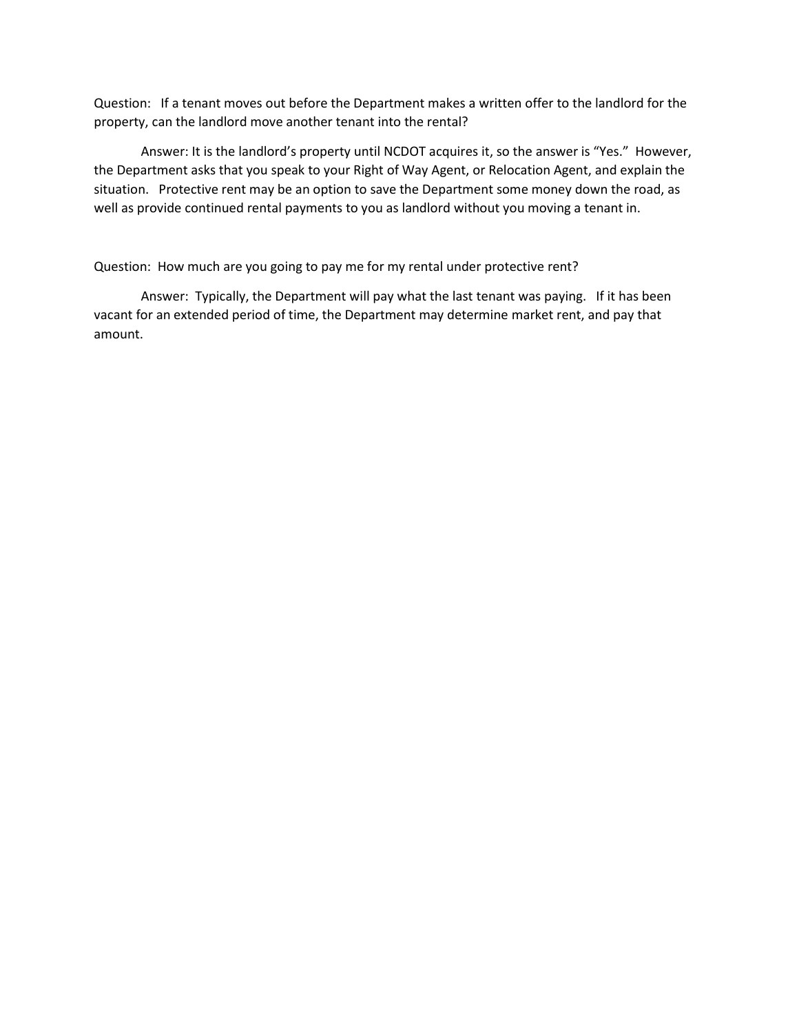Question: If a tenant moves out before the Department makes a written offer to the landlord for the property, can the landlord move another tenant into the rental?

Answer: It is the landlord's property until NCDOT acquires it, so the answer is "Yes." However, the Department asks that you speak to your Right of Way Agent, or Relocation Agent, and explain the situation. Protective rent may be an option to save the Department some money down the road, as well as provide continued rental payments to you as landlord without you moving a tenant in.

Question: How much are you going to pay me for my rental under protective rent?

Answer: Typically, the Department will pay what the last tenant was paying. If it has been vacant for an extended period of time, the Department may determine market rent, and pay that amount.